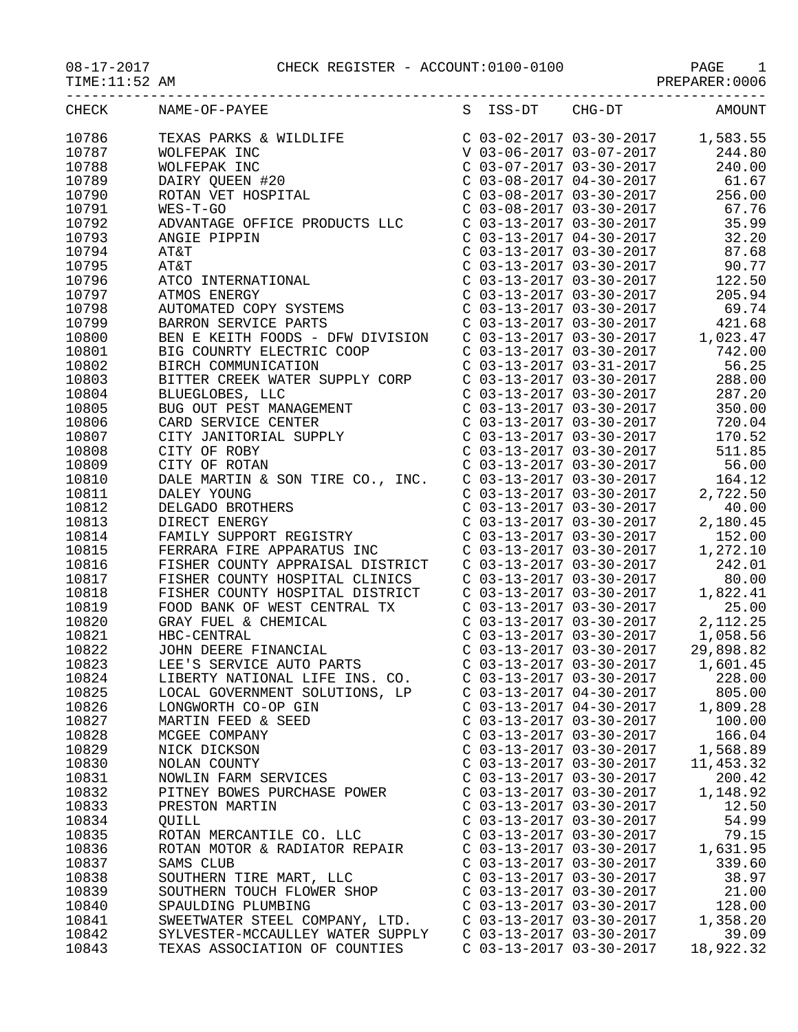CHECK REGISTER - ACCOUNT:0100-0100

08-17-2017
TIME:11:52 AM
PREPARER:0006

| CHECK | NAME-OF-PAYEE | S | ISS-DT | CHG-DT | AMOUNT |
|---|---|---|---|---|---|
| 10786 | TEXAS PARKS & WILDLIFE | C | 03-02-2017 | 03-30-2017 | 1,583.55 |
| 10787 | WOLFEPAK INC | V | 03-06-2017 | 03-07-2017 | 244.80 |
| 10788 | WOLFEPAK INC | C | 03-07-2017 | 03-30-2017 | 240.00 |
| 10789 | DAIRY QUEEN #20 | C | 03-08-2017 | 04-30-2017 | 61.67 |
| 10790 | ROTAN VET HOSPITAL | C | 03-08-2017 | 03-30-2017 | 256.00 |
| 10791 | WES-T-GO | C | 03-08-2017 | 03-30-2017 | 67.76 |
| 10792 | ADVANTAGE OFFICE PRODUCTS LLC | C | 03-13-2017 | 03-30-2017 | 35.99 |
| 10793 | ANGIE PIPPIN | C | 03-13-2017 | 04-30-2017 | 32.20 |
| 10794 | AT&T | C | 03-13-2017 | 03-30-2017 | 87.68 |
| 10795 | AT&T | C | 03-13-2017 | 03-30-2017 | 90.77 |
| 10796 | ATCO INTERNATIONAL | C | 03-13-2017 | 03-30-2017 | 122.50 |
| 10797 | ATMOS ENERGY | C | 03-13-2017 | 03-30-2017 | 205.94 |
| 10798 | AUTOMATED COPY SYSTEMS | C | 03-13-2017 | 03-30-2017 | 69.74 |
| 10799 | BARRON SERVICE PARTS | C | 03-13-2017 | 03-30-2017 | 421.68 |
| 10800 | BEN E KEITH FOODS - DFW DIVISION | C | 03-13-2017 | 03-30-2017 | 1,023.47 |
| 10801 | BIG COUNRTY ELECTRIC COOP | C | 03-13-2017 | 03-30-2017 | 742.00 |
| 10802 | BIRCH COMMUNICATION | C | 03-13-2017 | 03-31-2017 | 56.25 |
| 10803 | BITTER CREEK WATER SUPPLY CORP | C | 03-13-2017 | 03-30-2017 | 288.00 |
| 10804 | BLUEGLOBES, LLC | C | 03-13-2017 | 03-30-2017 | 287.20 |
| 10805 | BUG OUT PEST MANAGEMENT | C | 03-13-2017 | 03-30-2017 | 350.00 |
| 10806 | CARD SERVICE CENTER | C | 03-13-2017 | 03-30-2017 | 720.04 |
| 10807 | CITY JANITORIAL SUPPLY | C | 03-13-2017 | 03-30-2017 | 170.52 |
| 10808 | CITY OF ROBY | C | 03-13-2017 | 03-30-2017 | 511.85 |
| 10809 | CITY OF ROTAN | C | 03-13-2017 | 03-30-2017 | 56.00 |
| 10810 | DALE MARTIN & SON TIRE CO., INC. | C | 03-13-2017 | 03-30-2017 | 164.12 |
| 10811 | DALEY YOUNG | C | 03-13-2017 | 03-30-2017 | 2,722.50 |
| 10812 | DELGADO BROTHERS | C | 03-13-2017 | 03-30-2017 | 40.00 |
| 10813 | DIRECT ENERGY | C | 03-13-2017 | 03-30-2017 | 2,180.45 |
| 10814 | FAMILY SUPPORT REGISTRY | C | 03-13-2017 | 03-30-2017 | 152.00 |
| 10815 | FERRARA FIRE APPARATUS INC | C | 03-13-2017 | 03-30-2017 | 1,272.10 |
| 10816 | FISHER COUNTY APPRAISAL DISTRICT | C | 03-13-2017 | 03-30-2017 | 242.01 |
| 10817 | FISHER COUNTY HOSPITAL CLINICS | C | 03-13-2017 | 03-30-2017 | 80.00 |
| 10818 | FISHER COUNTY HOSPITAL DISTRICT | C | 03-13-2017 | 03-30-2017 | 1,822.41 |
| 10819 | FOOD BANK OF WEST CENTRAL TX | C | 03-13-2017 | 03-30-2017 | 25.00 |
| 10820 | GRAY FUEL & CHEMICAL | C | 03-13-2017 | 03-30-2017 | 2,112.25 |
| 10821 | HBC-CENTRAL | C | 03-13-2017 | 03-30-2017 | 1,058.56 |
| 10822 | JOHN DEERE FINANCIAL | C | 03-13-2017 | 03-30-2017 | 29,898.82 |
| 10823 | LEE'S SERVICE AUTO PARTS | C | 03-13-2017 | 03-30-2017 | 1,601.45 |
| 10824 | LIBERTY NATIONAL LIFE INS. CO. | C | 03-13-2017 | 03-30-2017 | 228.00 |
| 10825 | LOCAL GOVERNMENT SOLUTIONS, LP | C | 03-13-2017 | 04-30-2017 | 805.00 |
| 10826 | LONGWORTH CO-OP GIN | C | 03-13-2017 | 04-30-2017 | 1,809.28 |
| 10827 | MARTIN FEED & SEED | C | 03-13-2017 | 03-30-2017 | 100.00 |
| 10828 | MCGEE COMPANY | C | 03-13-2017 | 03-30-2017 | 166.04 |
| 10829 | NICK DICKSON | C | 03-13-2017 | 03-30-2017 | 1,568.89 |
| 10830 | NOLAN COUNTY | C | 03-13-2017 | 03-30-2017 | 11,453.32 |
| 10831 | NOWLIN FARM SERVICES | C | 03-13-2017 | 03-30-2017 | 200.42 |
| 10832 | PITNEY BOWES PURCHASE POWER | C | 03-13-2017 | 03-30-2017 | 1,148.92 |
| 10833 | PRESTON MARTIN | C | 03-13-2017 | 03-30-2017 | 12.50 |
| 10834 | QUILL | C | 03-13-2017 | 03-30-2017 | 54.99 |
| 10835 | ROTAN MERCANTILE CO. LLC | C | 03-13-2017 | 03-30-2017 | 79.15 |
| 10836 | ROTAN MOTOR & RADIATOR REPAIR | C | 03-13-2017 | 03-30-2017 | 1,631.95 |
| 10837 | SAMS CLUB | C | 03-13-2017 | 03-30-2017 | 339.60 |
| 10838 | SOUTHERN TIRE MART, LLC | C | 03-13-2017 | 03-30-2017 | 38.97 |
| 10839 | SOUTHERN TOUCH FLOWER SHOP | C | 03-13-2017 | 03-30-2017 | 21.00 |
| 10840 | SPAULDING PLUMBING | C | 03-13-2017 | 03-30-2017 | 128.00 |
| 10841 | SWEETWATER STEEL COMPANY, LTD. | C | 03-13-2017 | 03-30-2017 | 1,358.20 |
| 10842 | SYLVESTER-MCCAULLEY WATER SUPPLY | C | 03-13-2017 | 03-30-2017 | 39.09 |
| 10843 | TEXAS ASSOCIATION OF COUNTIES | C | 03-13-2017 | 03-30-2017 | 18,922.32 |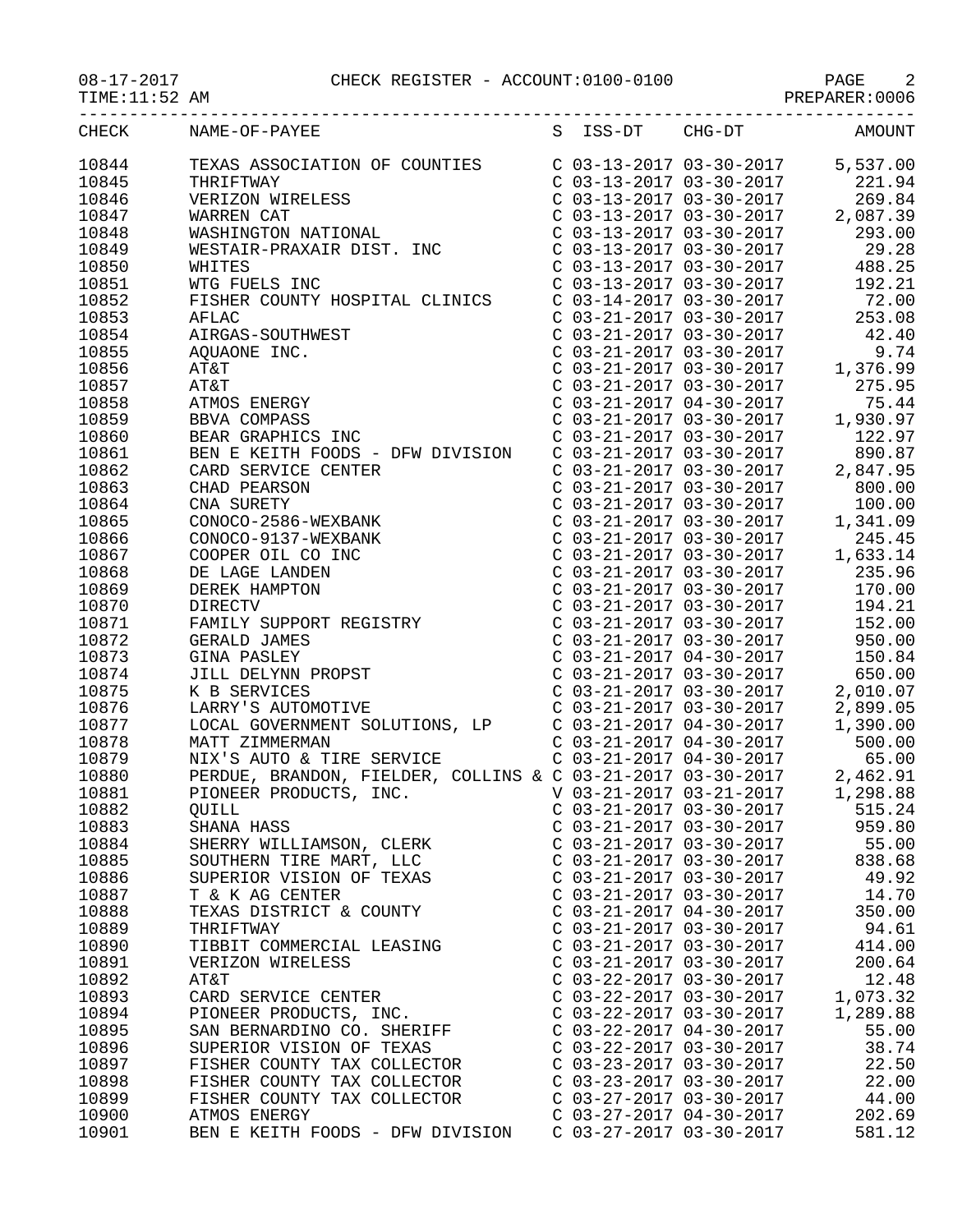CHECK REGISTER - ACCOUNT:0100-0100

08-17-2017
TIME:11:52 AM
PREPARER:0006

| CHECK | NAME-OF-PAYEE | S | ISS-DT | CHG-DT | AMOUNT |
|---|---|---|---|---|---|
| 10844 | TEXAS ASSOCIATION OF COUNTIES | C | 03-13-2017 | 03-30-2017 | 5,537.00 |
| 10845 | THRIFTWAY | C | 03-13-2017 | 03-30-2017 | 221.94 |
| 10846 | VERIZON WIRELESS | C | 03-13-2017 | 03-30-2017 | 269.84 |
| 10847 | WARREN CAT | C | 03-13-2017 | 03-30-2017 | 2,087.39 |
| 10848 | WASHINGTON NATIONAL | C | 03-13-2017 | 03-30-2017 | 293.00 |
| 10849 | WESTAIR-PRAXAIR DIST. INC | C | 03-13-2017 | 03-30-2017 | 29.28 |
| 10850 | WHITES | C | 03-13-2017 | 03-30-2017 | 488.25 |
| 10851 | WTG FUELS INC | C | 03-13-2017 | 03-30-2017 | 192.21 |
| 10852 | FISHER COUNTY HOSPITAL CLINICS | C | 03-14-2017 | 03-30-2017 | 72.00 |
| 10853 | AFLAC | C | 03-21-2017 | 03-30-2017 | 253.08 |
| 10854 | AIRGAS-SOUTHWEST | C | 03-21-2017 | 03-30-2017 | 42.40 |
| 10855 | AQUAONE INC. | C | 03-21-2017 | 03-30-2017 | 9.74 |
| 10856 | AT&T | C | 03-21-2017 | 03-30-2017 | 1,376.99 |
| 10857 | AT&T | C | 03-21-2017 | 03-30-2017 | 275.95 |
| 10858 | ATMOS ENERGY | C | 03-21-2017 | 04-30-2017 | 75.44 |
| 10859 | BBVA COMPASS | C | 03-21-2017 | 03-30-2017 | 1,930.97 |
| 10860 | BEAR GRAPHICS INC | C | 03-21-2017 | 03-30-2017 | 122.97 |
| 10861 | BEN E KEITH FOODS - DFW DIVISION | C | 03-21-2017 | 03-30-2017 | 890.87 |
| 10862 | CARD SERVICE CENTER | C | 03-21-2017 | 03-30-2017 | 2,847.95 |
| 10863 | CHAD PEARSON | C | 03-21-2017 | 03-30-2017 | 800.00 |
| 10864 | CNA SURETY | C | 03-21-2017 | 03-30-2017 | 100.00 |
| 10865 | CONOCO-2586-WEXBANK | C | 03-21-2017 | 03-30-2017 | 1,341.09 |
| 10866 | CONOCO-9137-WEXBANK | C | 03-21-2017 | 03-30-2017 | 245.45 |
| 10867 | COOPER OIL CO INC | C | 03-21-2017 | 03-30-2017 | 1,633.14 |
| 10868 | DE LAGE LANDEN | C | 03-21-2017 | 03-30-2017 | 235.96 |
| 10869 | DEREK HAMPTON | C | 03-21-2017 | 03-30-2017 | 170.00 |
| 10870 | DIRECTV | C | 03-21-2017 | 03-30-2017 | 194.21 |
| 10871 | FAMILY SUPPORT REGISTRY | C | 03-21-2017 | 03-30-2017 | 152.00 |
| 10872 | GERALD JAMES | C | 03-21-2017 | 03-30-2017 | 950.00 |
| 10873 | GINA PASLEY | C | 03-21-2017 | 04-30-2017 | 150.84 |
| 10874 | JILL DELYNN PROPST | C | 03-21-2017 | 03-30-2017 | 650.00 |
| 10875 | K B SERVICES | C | 03-21-2017 | 03-30-2017 | 2,010.07 |
| 10876 | LARRY'S AUTOMOTIVE | C | 03-21-2017 | 03-30-2017 | 2,899.05 |
| 10877 | LOCAL GOVERNMENT SOLUTIONS, LP | C | 03-21-2017 | 04-30-2017 | 1,390.00 |
| 10878 | MATT ZIMMERMAN | C | 03-21-2017 | 04-30-2017 | 500.00 |
| 10879 | NIX'S AUTO & TIRE SERVICE | C | 03-21-2017 | 04-30-2017 | 65.00 |
| 10880 | PERDUE, BRANDON, FIELDER, COLLINS & | C | 03-21-2017 | 03-30-2017 | 2,462.91 |
| 10881 | PIONEER PRODUCTS, INC. | V | 03-21-2017 | 03-21-2017 | 1,298.88 |
| 10882 | QUILL | C | 03-21-2017 | 03-30-2017 | 515.24 |
| 10883 | SHANA HASS | C | 03-21-2017 | 03-30-2017 | 959.80 |
| 10884 | SHERRY WILLIAMSON, CLERK | C | 03-21-2017 | 03-30-2017 | 55.00 |
| 10885 | SOUTHERN TIRE MART, LLC | C | 03-21-2017 | 03-30-2017 | 838.68 |
| 10886 | SUPERIOR VISION OF TEXAS | C | 03-21-2017 | 03-30-2017 | 49.92 |
| 10887 | T & K AG CENTER | C | 03-21-2017 | 03-30-2017 | 14.70 |
| 10888 | TEXAS DISTRICT & COUNTY | C | 03-21-2017 | 04-30-2017 | 350.00 |
| 10889 | THRIFTWAY | C | 03-21-2017 | 03-30-2017 | 94.61 |
| 10890 | TIBBIT COMMERCIAL LEASING | C | 03-21-2017 | 03-30-2017 | 414.00 |
| 10891 | VERIZON WIRELESS | C | 03-21-2017 | 03-30-2017 | 200.64 |
| 10892 | AT&T | C | 03-22-2017 | 03-30-2017 | 12.48 |
| 10893 | CARD SERVICE CENTER | C | 03-22-2017 | 03-30-2017 | 1,073.32 |
| 10894 | PIONEER PRODUCTS, INC. | C | 03-22-2017 | 03-30-2017 | 1,289.88 |
| 10895 | SAN BERNARDINO CO. SHERIFF | C | 03-22-2017 | 04-30-2017 | 55.00 |
| 10896 | SUPERIOR VISION OF TEXAS | C | 03-22-2017 | 03-30-2017 | 38.74 |
| 10897 | FISHER COUNTY TAX COLLECTOR | C | 03-23-2017 | 03-30-2017 | 22.50 |
| 10898 | FISHER COUNTY TAX COLLECTOR | C | 03-23-2017 | 03-30-2017 | 22.00 |
| 10899 | FISHER COUNTY TAX COLLECTOR | C | 03-27-2017 | 03-30-2017 | 44.00 |
| 10900 | ATMOS ENERGY | C | 03-27-2017 | 04-30-2017 | 202.69 |
| 10901 | BEN E KEITH FOODS - DFW DIVISION | C | 03-27-2017 | 03-30-2017 | 581.12 |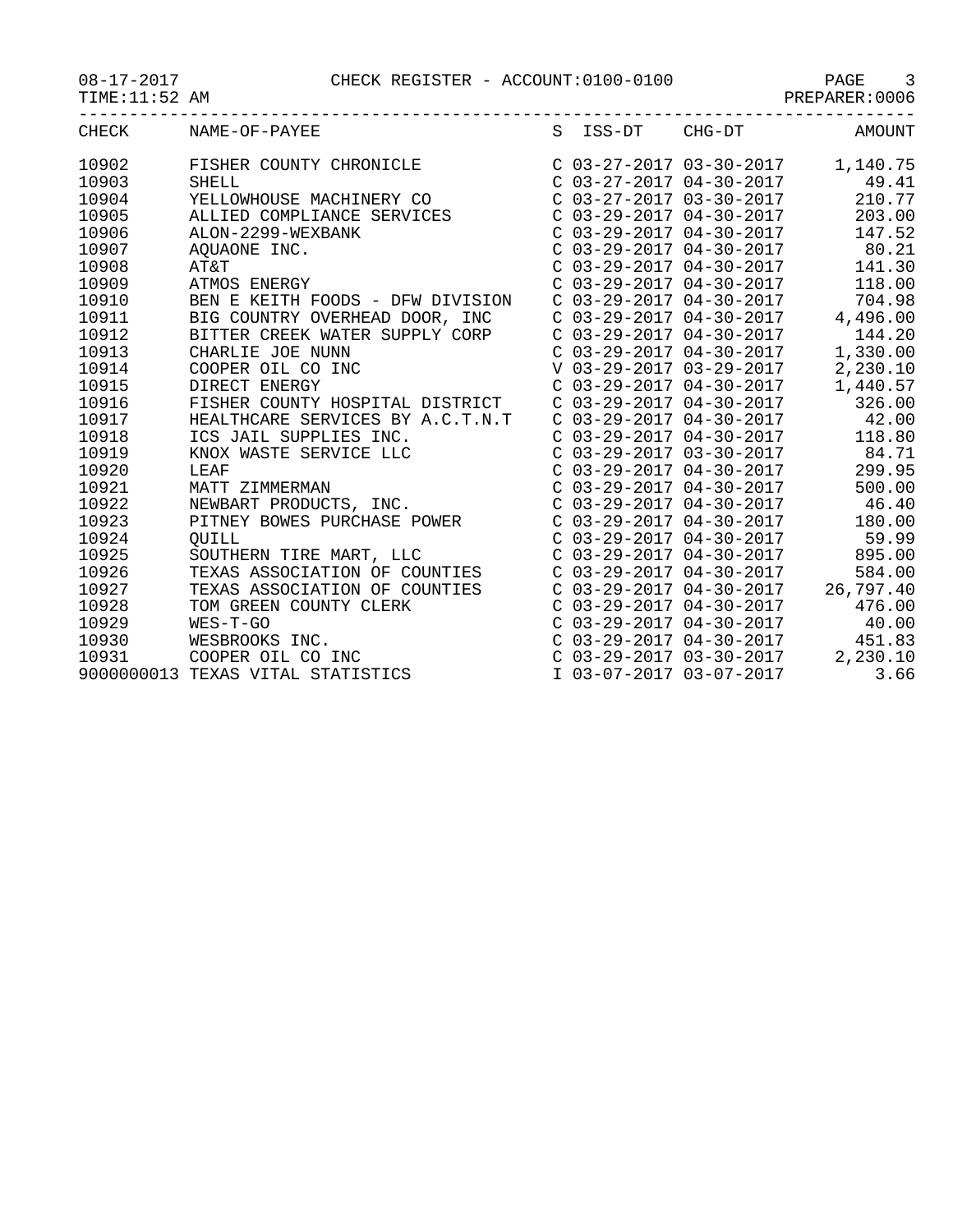CHECK REGISTER - ACCOUNT:0100-0100

08-17-2017
TIME:11:52 AM
PREPARER:0006

| CHECK | NAME-OF-PAYEE | S | ISS-DT | CHG-DT | AMOUNT |
|---|---|---|---|---|---|
| 10902 | FISHER COUNTY CHRONICLE | C | 03-27-2017 | 03-30-2017 | 1,140.75 |
| 10903 | SHELL | C | 03-27-2017 | 04-30-2017 | 49.41 |
| 10904 | YELLOWHOUSE MACHINERY CO | C | 03-27-2017 | 03-30-2017 | 210.77 |
| 10905 | ALLIED COMPLIANCE SERVICES | C | 03-29-2017 | 04-30-2017 | 203.00 |
| 10906 | ALON-2299-WEXBANK | C | 03-29-2017 | 04-30-2017 | 147.52 |
| 10907 | AQUAONE INC. | C | 03-29-2017 | 04-30-2017 | 80.21 |
| 10908 | AT&T | C | 03-29-2017 | 04-30-2017 | 141.30 |
| 10909 | ATMOS ENERGY | C | 03-29-2017 | 04-30-2017 | 118.00 |
| 10910 | BEN E KEITH FOODS - DFW DIVISION | C | 03-29-2017 | 04-30-2017 | 704.98 |
| 10911 | BIG COUNTRY OVERHEAD DOOR, INC | C | 03-29-2017 | 04-30-2017 | 4,496.00 |
| 10912 | BITTER CREEK WATER SUPPLY CORP | C | 03-29-2017 | 04-30-2017 | 144.20 |
| 10913 | CHARLIE JOE NUNN | C | 03-29-2017 | 04-30-2017 | 1,330.00 |
| 10914 | COOPER OIL CO INC | V | 03-29-2017 | 03-29-2017 | 2,230.10 |
| 10915 | DIRECT ENERGY | C | 03-29-2017 | 04-30-2017 | 1,440.57 |
| 10916 | FISHER COUNTY HOSPITAL DISTRICT | C | 03-29-2017 | 04-30-2017 | 326.00 |
| 10917 | HEALTHCARE SERVICES BY A.C.T.N.T | C | 03-29-2017 | 04-30-2017 | 42.00 |
| 10918 | ICS JAIL SUPPLIES INC. | C | 03-29-2017 | 04-30-2017 | 118.80 |
| 10919 | KNOX WASTE SERVICE LLC | C | 03-29-2017 | 03-30-2017 | 84.71 |
| 10920 | LEAF | C | 03-29-2017 | 04-30-2017 | 299.95 |
| 10921 | MATT ZIMMERMAN | C | 03-29-2017 | 04-30-2017 | 500.00 |
| 10922 | NEWBART PRODUCTS, INC. | C | 03-29-2017 | 04-30-2017 | 46.40 |
| 10923 | PITNEY BOWES PURCHASE POWER | C | 03-29-2017 | 04-30-2017 | 180.00 |
| 10924 | QUILL | C | 03-29-2017 | 04-30-2017 | 59.99 |
| 10925 | SOUTHERN TIRE MART, LLC | C | 03-29-2017 | 04-30-2017 | 895.00 |
| 10926 | TEXAS ASSOCIATION OF COUNTIES | C | 03-29-2017 | 04-30-2017 | 584.00 |
| 10927 | TEXAS ASSOCIATION OF COUNTIES | C | 03-29-2017 | 04-30-2017 | 26,797.40 |
| 10928 | TOM GREEN COUNTY CLERK | C | 03-29-2017 | 04-30-2017 | 476.00 |
| 10929 | WES-T-GO | C | 03-29-2017 | 04-30-2017 | 40.00 |
| 10930 | WESBROOKS INC. | C | 03-29-2017 | 04-30-2017 | 451.83 |
| 10931 | COOPER OIL CO INC | C | 03-29-2017 | 03-30-2017 | 2,230.10 |
| 9000000013 | TEXAS VITAL STATISTICS | I | 03-07-2017 | 03-07-2017 | 3.66 |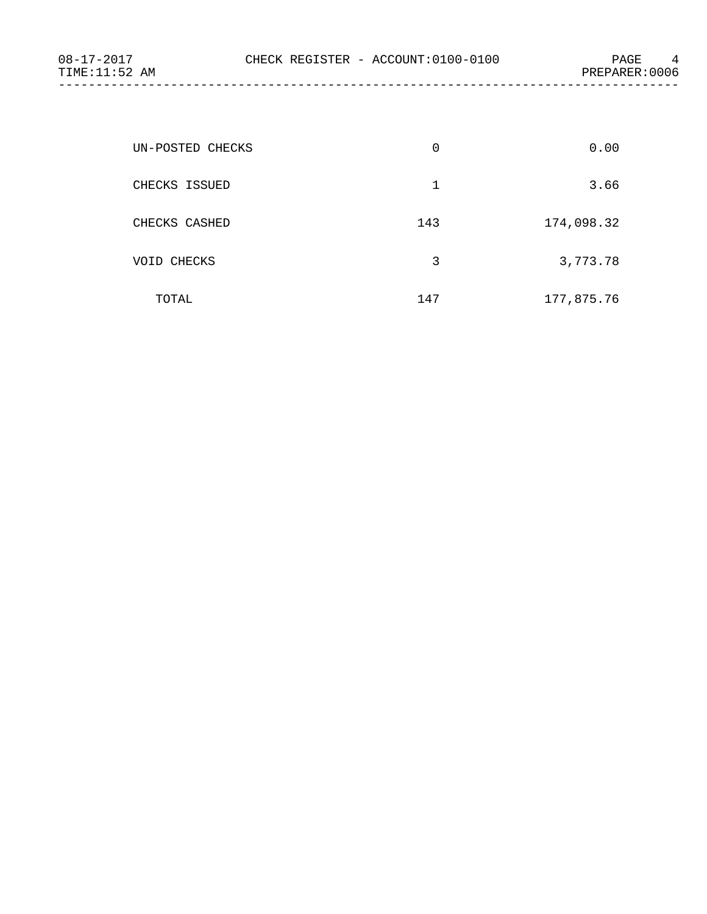| | | |
|---|---|---|
| UN-POSTED CHECKS | 0 | 0.00 |
| CHECKS ISSUED | 1 | 3.66 |
| CHECKS CASHED | 143 | 174,098.32 |
| VOID CHECKS | 3 | 3,773.78 |
| TOTAL | 147 | 177,875.76 |